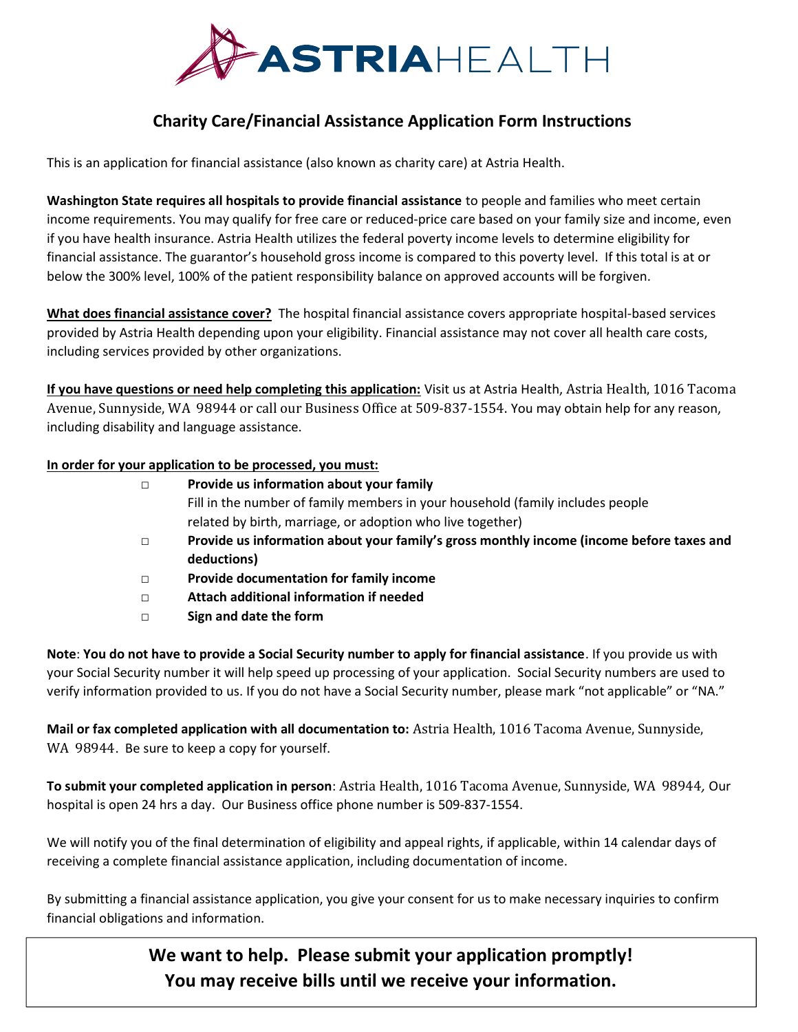# ASTRIAHEALTH

## Charity Care/Financial Assistance Application Form Instructions

This is an application for financial assistance (also known as charity care) at Astria Health.

**Washington State requires all hospitals to provide financial assistance** to people and families who meet certain income requirements. You may qualify for free care or reduced-price care based on your family size and income, even if you have health insurance. Astria Health utilizes the federal poverty income levels to determine eligibility for financial assistance. The guarantor's household gross income is compared to this poverty level. If this total is at or below the 300% level, 100% of the patient responsibility balance on approved accounts will be forgiven.

**What does financial assistance cover?** The hospital financial assistance covers appropriate hospital-based services provided by Astria Health depending upon your eligibility. Financial assistance may not cover all health care costs, including services provided by other organizations.

**If you have questions or need help completing this application:** Visit us at Astria Health, Astria Health, 1016 Tacoma Avenue, Sunnyside, WA 98944 or call our Business Office at 509-837-1554. You may obtain help for any reason, including disability and language assistance.

**In order for your application to be processed, you must:**

- □ **Provide us information about your family**
  Fill in the number of family members in your household (family includes people related by birth, marriage, or adoption who live together)
- □ **Provide us information about your family's gross monthly income (income before taxes and deductions)**
- □ **Provide documentation for family income**
- □ **Attach additional information if needed**
- □ **Sign and date the form**

**Note**: **You do not have to provide a Social Security number to apply for financial assistance**. If you provide us with your Social Security number it will help speed up processing of your application. Social Security numbers are used to verify information provided to us. If you do not have a Social Security number, please mark "not applicable" or "NA."

**Mail or fax completed application with all documentation to:** Astria Health, 1016 Tacoma Avenue, Sunnyside, WA 98944. Be sure to keep a copy for yourself.

**To submit your completed application in person**: Astria Health, 1016 Tacoma Avenue, Sunnyside, WA 98944, Our hospital is open 24 hrs a day. Our Business office phone number is 509-837-1554.

We will notify you of the final determination of eligibility and appeal rights, if applicable, within 14 calendar days of receiving a complete financial assistance application, including documentation of income.

By submitting a financial assistance application, you give your consent for us to make necessary inquiries to confirm financial obligations and information.

**We want to help. Please submit your application promptly!**
**You may receive bills until we receive your information.**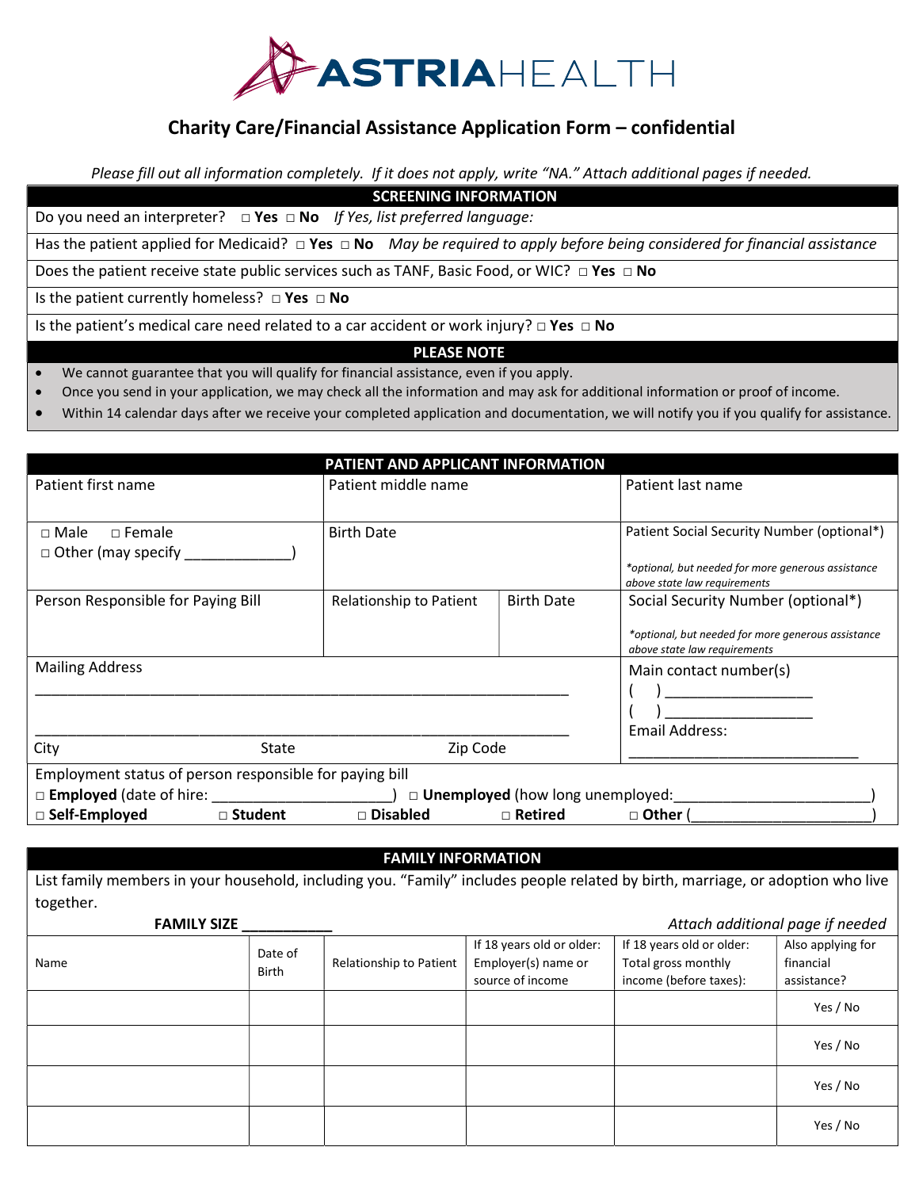# ASTRIAHEALTH

## Charity Care/Financial Assistance Application Form – confidential

*Please fill out all information completely. If it does not apply, write "NA." Attach additional pages if needed.*

| SCREENING INFORMATION |
|---|
| Do you need an interpreter? □ **Yes** □ **No** *If Yes, list preferred language:* |
| Has the patient applied for Medicaid? □ **Yes** □ **No** *May be required to apply before being considered for financial assistance* |
| Does the patient receive state public services such as TANF, Basic Food, or WIC? □ **Yes** □ **No** |
| Is the patient currently homeless? □ **Yes** □ **No** |
| Is the patient's medical care need related to a car accident or work injury? □ **Yes** □ **No** |

**PLEASE NOTE**

- We cannot guarantee that you will qualify for financial assistance, even if you apply.
- Once you send in your application, we may check all the information and may ask for additional information or proof of income.
- Within 14 calendar days after we receive your completed application and documentation, we will notify you if you qualify for assistance.

| PATIENT AND APPLICANT INFORMATION | | | |
|---|---|---|---|
| Patient first name | Patient middle name | | Patient last name |
| □ Male □ Female<br>□ Other (may specify _____________) | Birth Date | | Patient Social Security Number (optional*)<br>*\*optional, but needed for more generous assistance above state law requirements* |
| Person Responsible for Paying Bill | Relationship to Patient | Birth Date | Social Security Number (optional*)<br>*\*optional, but needed for more generous assistance above state law requirements* |
| Mailing Address<br>_______________________________________________<br>_______________________________________________<br>City State Zip Code | | | Main contact number(s)<br>( ) _______________<br>( ) _______________<br>Email Address:<br>_______________________ |
| Employment status of person responsible for paying bill<br>□ **Employed** (date of hire: ____________________) □ **Unemployed** (how long unemployed: ____________________)<br>□ **Self-Employed** □ **Student** □ **Disabled** □ **Retired** □ **Other** (____________________) | | | |

**FAMILY INFORMATION**

List family members in your household, including you. "Family" includes people related by birth, marriage, or adoption who live together.

**FAMILY SIZE ___________** *Attach additional page if needed*

| Name | Date of Birth | Relationship to Patient | If 18 years old or older: Employer(s) name or source of income | If 18 years old or older: Total gross monthly income (before taxes): | Also applying for financial assistance? |
|---|---|---|---|---|---|
| | | | | | Yes / No |
| | | | | | Yes / No |
| | | | | | Yes / No |
| | | | | | Yes / No |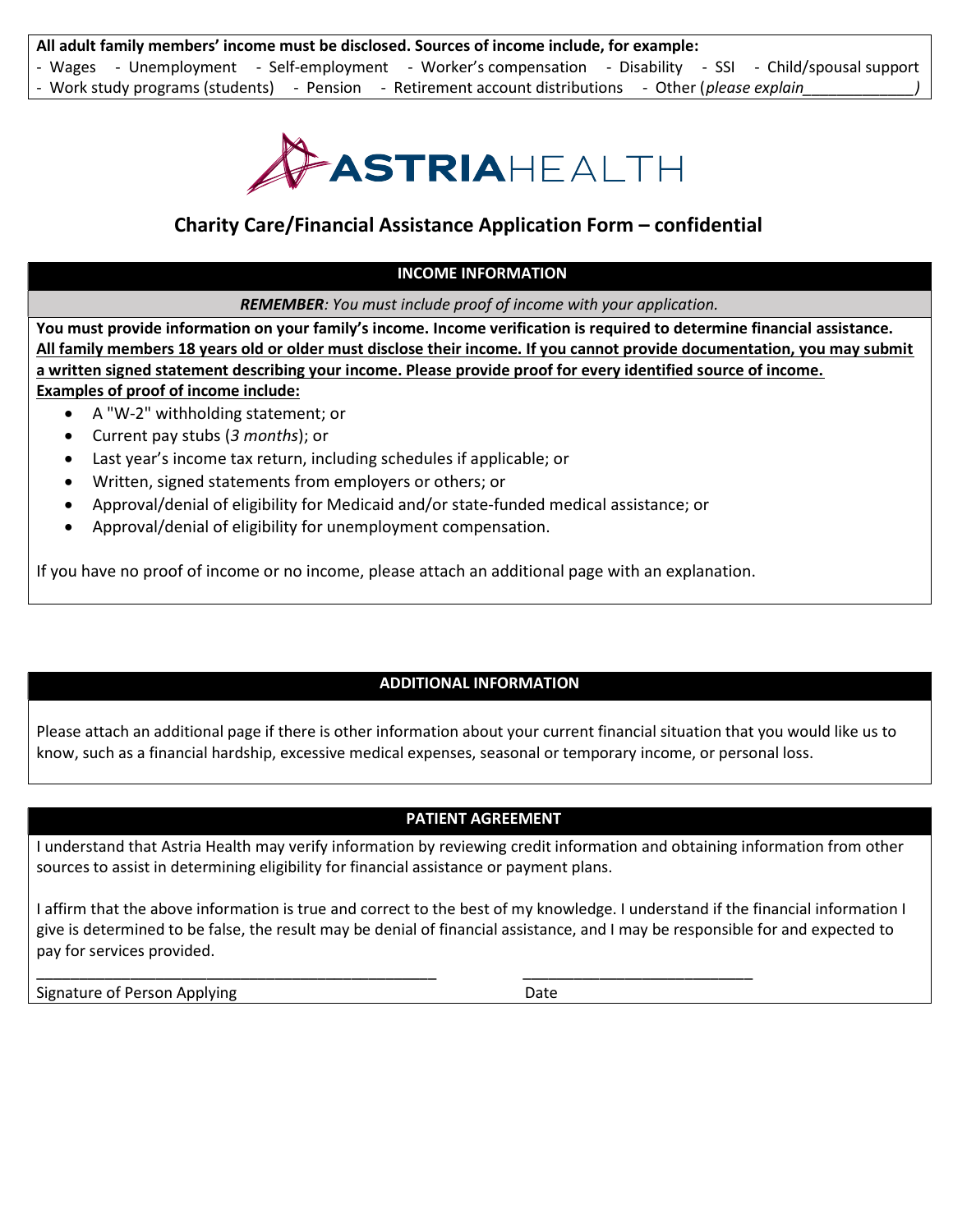**All adult family members' income must be disclosed. Sources of income include, for example:**

- Wages - Unemployment - Self-employment - Worker's compensation - Disability - SSI - Child/spousal support
- Work study programs (students) - Pension - Retirement account distributions - Other (*please explain_____________)*

ASTRIAHEALTH

## Charity Care/Financial Assistance Application Form – confidential

### INCOME INFORMATION

***REMEMBER****: You must include proof of income with your application.*

**You must provide information on your family's income. Income verification is required to determine financial assistance.** **<u>All family members 18 years old or older must disclose their income. If you cannot provide documentation, you may submit a written signed statement describing your income. Please provide proof for every identified source of income.</u>**

**<u>Examples of proof of income include:</u>**

- A "W-2" withholding statement; or
- Current pay stubs (*3 months*); or
- Last year's income tax return, including schedules if applicable; or
- Written, signed statements from employers or others; or
- Approval/denial of eligibility for Medicaid and/or state-funded medical assistance; or
- Approval/denial of eligibility for unemployment compensation.

If you have no proof of income or no income, please attach an additional page with an explanation.

### ADDITIONAL INFORMATION

Please attach an additional page if there is other information about your current financial situation that you would like us to know, such as a financial hardship, excessive medical expenses, seasonal or temporary income, or personal loss.

### PATIENT AGREEMENT

I understand that Astria Health may verify information by reviewing credit information and obtaining information from other sources to assist in determining eligibility for financial assistance or payment plans.

I affirm that the above information is true and correct to the best of my knowledge. I understand if the financial information I give is determined to be false, the result may be denial of financial assistance, and I may be responsible for and expected to pay for services provided.

_______________________________________________ ___________________________

Signature of Person Applying Date